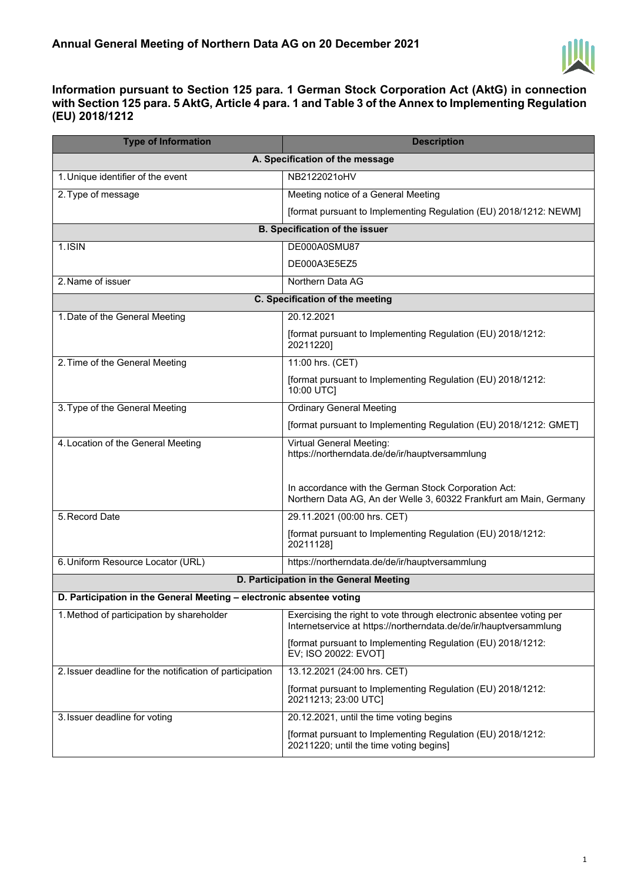## Annual General Meeting of Northern Data AG on 20 December 2021

### Information pursuant to Section 125 para. 1 German Stock Corporation Act (AktG) in connection with Section 125 para. 5 AktG, Article 4 para. 1 and Table 3 of the Annex to Implementing Regulation (EU) 2018/1212

| Type of Information | Description |
|---|---|
| **A. Specification of the message** | |
| 1. Unique identifier of the event | NB2122021oHV |
| 2. Type of message | Meeting notice of a General Meeting<br><br>[format pursuant to Implementing Regulation (EU) 2018/1212: NEWM] |
| **B. Specification of the issuer** | |
| 1. ISIN | DE000A0SMU87<br><br>DE000A3E5EZ5 |
| 2. Name of issuer | Northern Data AG |
| **C. Specification of the meeting** | |
| 1. Date of the General Meeting | 20.12.2021<br><br>[format pursuant to Implementing Regulation (EU) 2018/1212: 20211220] |
| 2. Time of the General Meeting | 11:00 hrs. (CET)<br><br>[format pursuant to Implementing Regulation (EU) 2018/1212: 10:00 UTC] |
| 3. Type of the General Meeting | Ordinary General Meeting<br><br>[format pursuant to Implementing Regulation (EU) 2018/1212: GMET] |
| 4. Location of the General Meeting | Virtual General Meeting:<br>https://northerndata.de/de/ir/hauptversammlung<br><br>In accordance with the German Stock Corporation Act:<br>Northern Data AG, An der Welle 3, 60322 Frankfurt am Main, Germany |
| 5. Record Date | 29.11.2021 (00:00 hrs. CET)<br><br>[format pursuant to Implementing Regulation (EU) 2018/1212: 20211128] |
| 6. Uniform Resource Locator (URL) | https://northerndata.de/de/ir/hauptversammlung |
| **D. Participation in the General Meeting** | |
| **D. Participation in the General Meeting – electronic absentee voting** | |
| 1. Method of participation by shareholder | Exercising the right to vote through electronic absentee voting per Internetservice at https://northerndata.de/de/ir/hauptversammlung<br><br>[format pursuant to Implementing Regulation (EU) 2018/1212: EV; ISO 20022: EVOT] |
| 2. Issuer deadline for the notification of participation | 13.12.2021 (24:00 hrs. CET)<br><br>[format pursuant to Implementing Regulation (EU) 2018/1212: 20211213; 23:00 UTC] |
| 3. Issuer deadline for voting | 20.12.2021, until the time voting begins<br><br>[format pursuant to Implementing Regulation (EU) 2018/1212: 20211220; until the time voting begins] |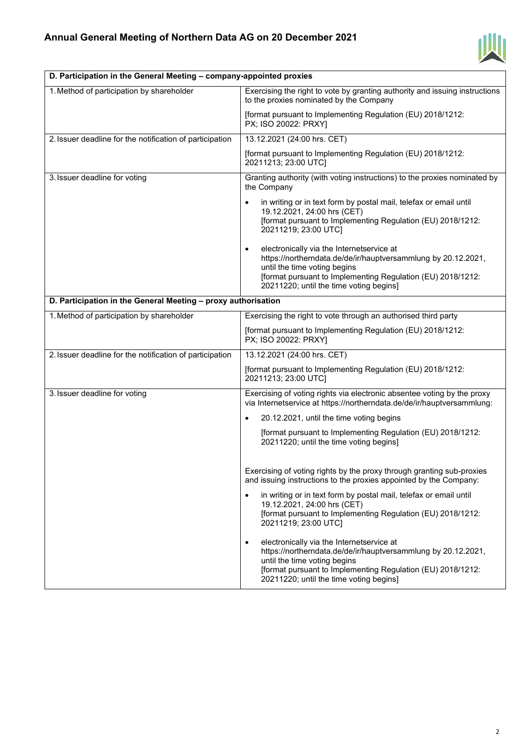| D. Participation in the General Meeting – company-appointed proxies | |
|---|---|
| 1. Method of participation by shareholder | Exercising the right to vote by granting authority and issuing instructions to the proxies nominated by the Company<br><br>[format pursuant to Implementing Regulation (EU) 2018/1212: PX; ISO 20022: PRXY] |
| 2. Issuer deadline for the notification of participation | 13.12.2021 (24:00 hrs. CET)<br><br>[format pursuant to Implementing Regulation (EU) 2018/1212: 20211213; 23:00 UTC] |
| 3. Issuer deadline for voting | Granting authority (with voting instructions) to the proxies nominated by the Company<br><br>• in writing or in text form by postal mail, telefax or email until 19.12.2021, 24:00 hrs (CET) [format pursuant to Implementing Regulation (EU) 2018/1212: 20211219; 23:00 UTC]<br><br>• electronically via the Internetservice at https://northerndata.de/de/ir/hauptversammlung by 20.12.2021, until the time voting begins [format pursuant to Implementing Regulation (EU) 2018/1212: 20211220; until the time voting begins] |

| D. Participation in the General Meeting – proxy authorisation | |
|---|---|
| 1. Method of participation by shareholder | Exercising the right to vote through an authorised third party<br><br>[format pursuant to Implementing Regulation (EU) 2018/1212: PX; ISO 20022: PRXY] |
| 2. Issuer deadline for the notification of participation | 13.12.2021 (24:00 hrs. CET)<br><br>[format pursuant to Implementing Regulation (EU) 2018/1212: 20211213; 23:00 UTC] |
| 3. Issuer deadline for voting | Exercising of voting rights via electronic absentee voting by the proxy via Internetservice at https://northerndata.de/de/ir/hauptversammlung:<br><br>• 20.12.2021, until the time voting begins<br>[format pursuant to Implementing Regulation (EU) 2018/1212: 20211220; until the time voting begins]<br><br>Exercising of voting rights by the proxy through granting sub-proxies and issuing instructions to the proxies appointed by the Company:<br><br>• in writing or in text form by postal mail, telefax or email until 19.12.2021, 24:00 hrs (CET) [format pursuant to Implementing Regulation (EU) 2018/1212: 20211219; 23:00 UTC]<br><br>• electronically via the Internetservice at https://northerndata.de/de/ir/hauptversammlung by 20.12.2021, until the time voting begins [format pursuant to Implementing Regulation (EU) 2018/1212: 20211220; until the time voting begins] |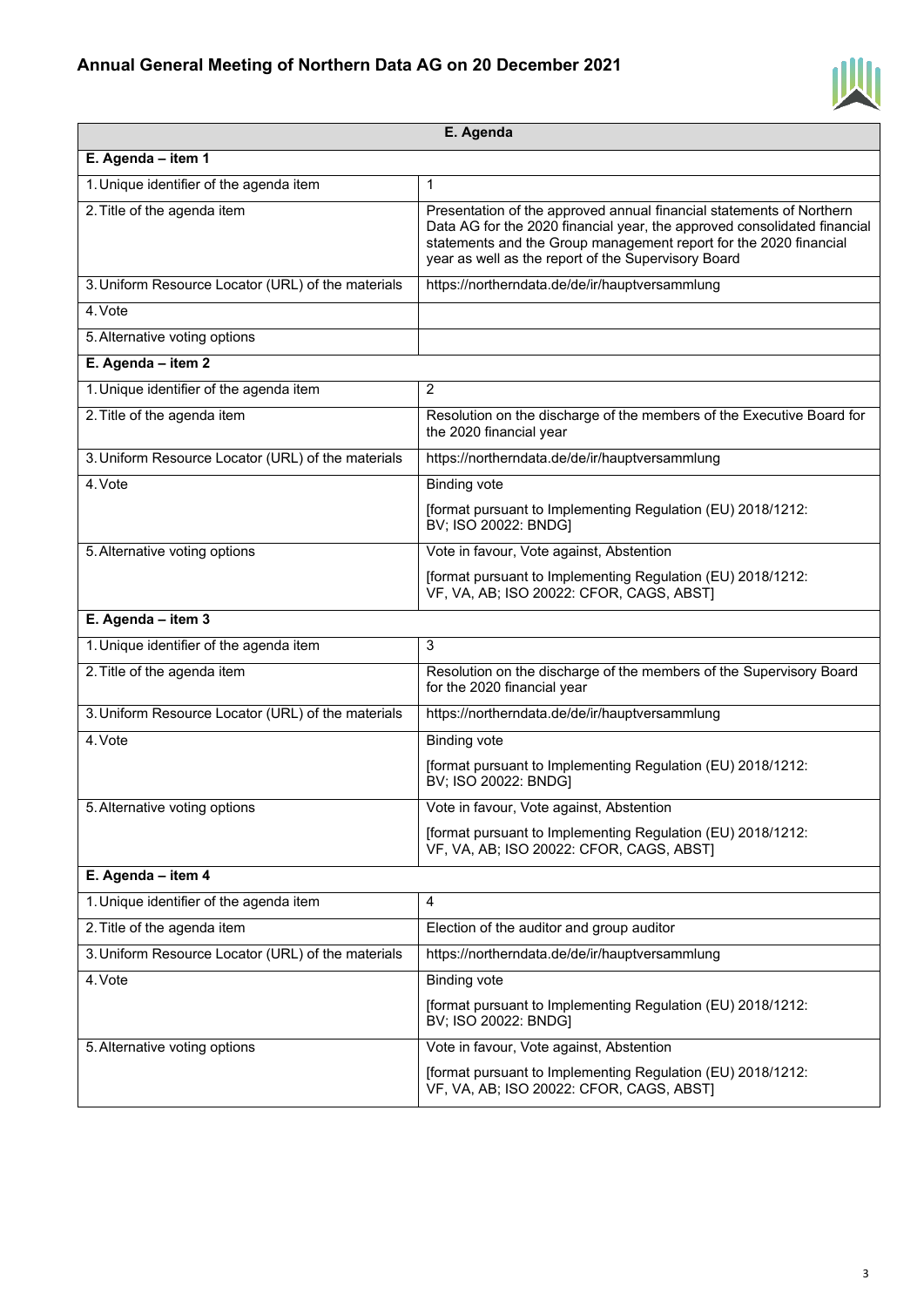# Annual General Meeting of Northern Data AG on 20 December 2021

| E. Agenda | |
|---|---|
| **E. Agenda – item 1** | |
| 1. Unique identifier of the agenda item | 1 |
| 2. Title of the agenda item | Presentation of the approved annual financial statements of Northern Data AG for the 2020 financial year, the approved consolidated financial statements and the Group management report for the 2020 financial year as well as the report of the Supervisory Board |
| 3. Uniform Resource Locator (URL) of the materials | https://northerndata.de/de/ir/hauptversammlung |
| 4. Vote | |
| 5. Alternative voting options | |
| **E. Agenda – item 2** | |
| 1. Unique identifier of the agenda item | 2 |
| 2. Title of the agenda item | Resolution on the discharge of the members of the Executive Board for the 2020 financial year |
| 3. Uniform Resource Locator (URL) of the materials | https://northerndata.de/de/ir/hauptversammlung |
| 4. Vote | Binding vote<br><br>[format pursuant to Implementing Regulation (EU) 2018/1212: BV; ISO 20022: BNDG] |
| 5. Alternative voting options | Vote in favour, Vote against, Abstention<br><br>[format pursuant to Implementing Regulation (EU) 2018/1212: VF, VA, AB; ISO 20022: CFOR, CAGS, ABST] |
| **E. Agenda – item 3** | |
| 1. Unique identifier of the agenda item | 3 |
| 2. Title of the agenda item | Resolution on the discharge of the members of the Supervisory Board for the 2020 financial year |
| 3. Uniform Resource Locator (URL) of the materials | https://northerndata.de/de/ir/hauptversammlung |
| 4. Vote | Binding vote<br><br>[format pursuant to Implementing Regulation (EU) 2018/1212: BV; ISO 20022: BNDG] |
| 5. Alternative voting options | Vote in favour, Vote against, Abstention<br><br>[format pursuant to Implementing Regulation (EU) 2018/1212: VF, VA, AB; ISO 20022: CFOR, CAGS, ABST] |
| **E. Agenda – item 4** | |
| 1. Unique identifier of the agenda item | 4 |
| 2. Title of the agenda item | Election of the auditor and group auditor |
| 3. Uniform Resource Locator (URL) of the materials | https://northerndata.de/de/ir/hauptversammlung |
| 4. Vote | Binding vote<br><br>[format pursuant to Implementing Regulation (EU) 2018/1212: BV; ISO 20022: BNDG] |
| 5. Alternative voting options | Vote in favour, Vote against, Abstention<br><br>[format pursuant to Implementing Regulation (EU) 2018/1212: VF, VA, AB; ISO 20022: CFOR, CAGS, ABST] |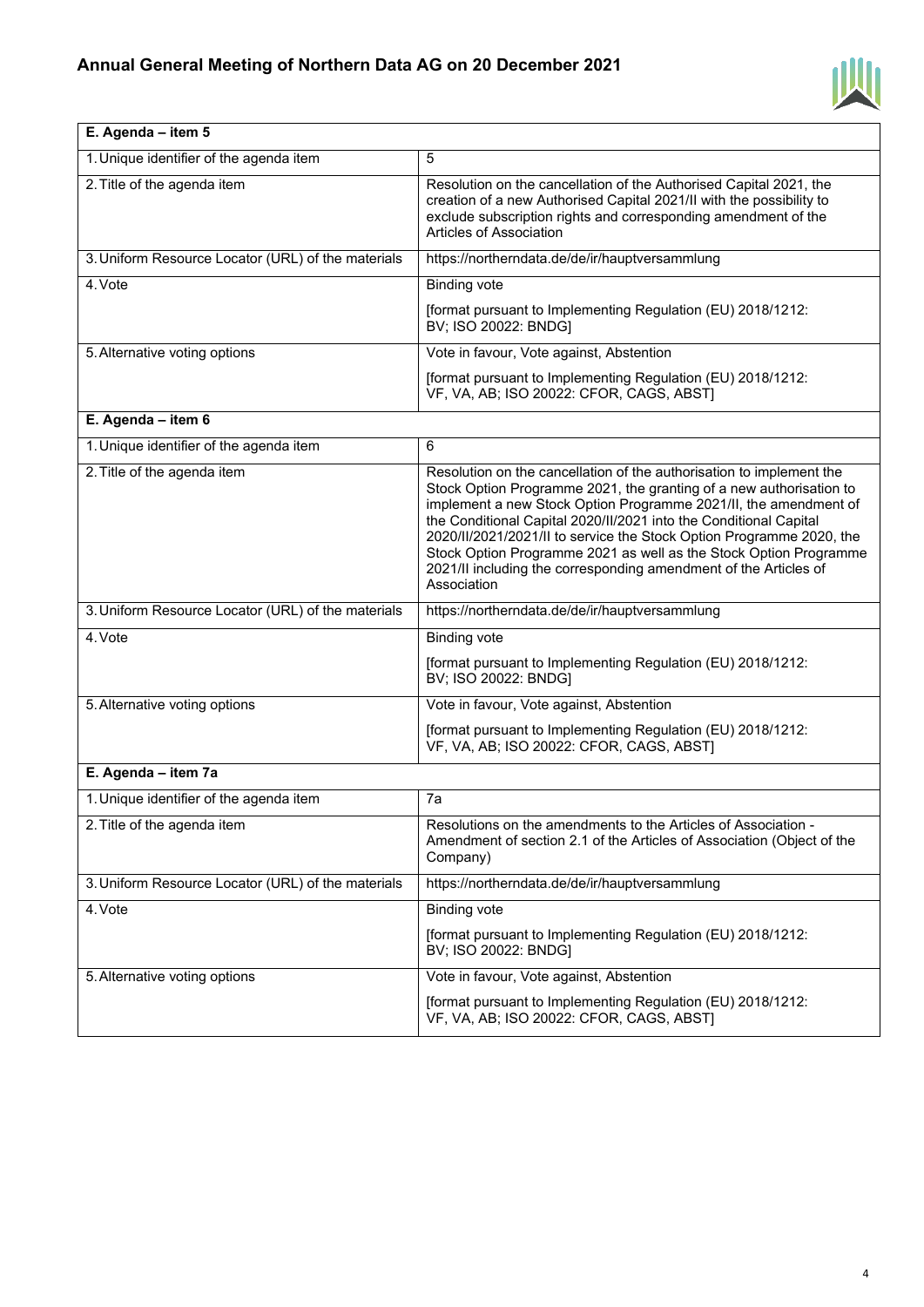| E. Agenda – item 5 | |
|---|---|
| 1. Unique identifier of the agenda item | 5 |
| 2. Title of the agenda item | Resolution on the cancellation of the Authorised Capital 2021, the creation of a new Authorised Capital 2021/II with the possibility to exclude subscription rights and corresponding amendment of the Articles of Association |
| 3. Uniform Resource Locator (URL) of the materials | https://northerndata.de/de/ir/hauptversammlung |
| 4. Vote | Binding vote<br><br>[format pursuant to Implementing Regulation (EU) 2018/1212: BV; ISO 20022: BNDG] |
| 5. Alternative voting options | Vote in favour, Vote against, Abstention<br><br>[format pursuant to Implementing Regulation (EU) 2018/1212: VF, VA, AB; ISO 20022: CFOR, CAGS, ABST] |

| E. Agenda – item 6 | |
|---|---|
| 1. Unique identifier of the agenda item | 6 |
| 2. Title of the agenda item | Resolution on the cancellation of the authorisation to implement the Stock Option Programme 2021, the granting of a new authorisation to implement a new Stock Option Programme 2021/II, the amendment of the Conditional Capital 2020/II/2021 into the Conditional Capital 2020/II/2021/2021/II to service the Stock Option Programme 2020, the Stock Option Programme 2021 as well as the Stock Option Programme 2021/II including the corresponding amendment of the Articles of Association |
| 3. Uniform Resource Locator (URL) of the materials | https://northerndata.de/de/ir/hauptversammlung |
| 4. Vote | Binding vote<br><br>[format pursuant to Implementing Regulation (EU) 2018/1212: BV; ISO 20022: BNDG] |
| 5. Alternative voting options | Vote in favour, Vote against, Abstention<br><br>[format pursuant to Implementing Regulation (EU) 2018/1212: VF, VA, AB; ISO 20022: CFOR, CAGS, ABST] |

| E. Agenda – item 7a | |
|---|---|
| 1. Unique identifier of the agenda item | 7a |
| 2. Title of the agenda item | Resolutions on the amendments to the Articles of Association - Amendment of section 2.1 of the Articles of Association (Object of the Company) |
| 3. Uniform Resource Locator (URL) of the materials | https://northerndata.de/de/ir/hauptversammlung |
| 4. Vote | Binding vote<br><br>[format pursuant to Implementing Regulation (EU) 2018/1212: BV; ISO 20022: BNDG] |
| 5. Alternative voting options | Vote in favour, Vote against, Abstention<br><br>[format pursuant to Implementing Regulation (EU) 2018/1212: VF, VA, AB; ISO 20022: CFOR, CAGS, ABST] |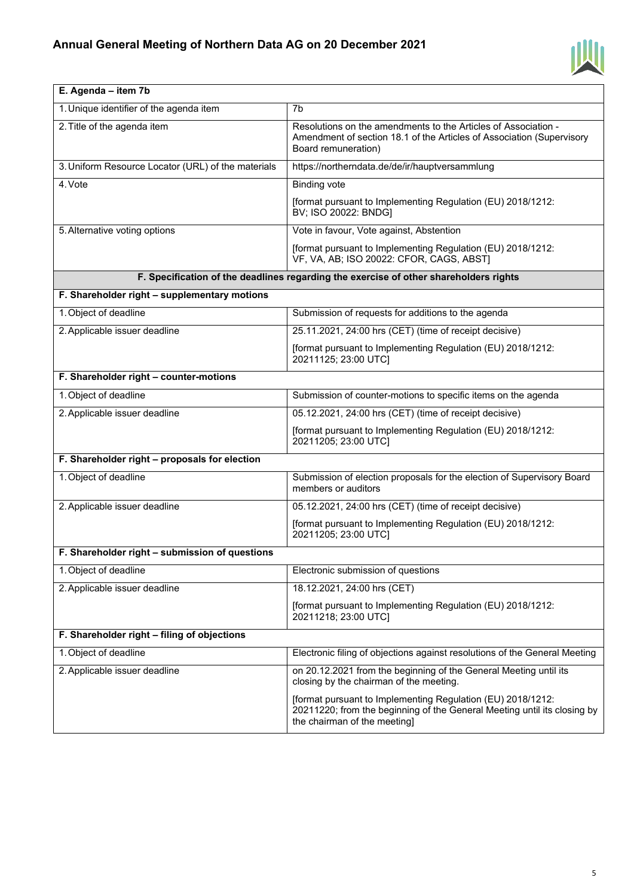| E. Agenda – item 7b | |
|---|---|
| 1. Unique identifier of the agenda item | 7b |
| 2. Title of the agenda item | Resolutions on the amendments to the Articles of Association - Amendment of section 18.1 of the Articles of Association (Supervisory Board remuneration) |
| 3. Uniform Resource Locator (URL) of the materials | https://northerndata.de/de/ir/hauptversammlung |
| 4. Vote | Binding vote<br><br>[format pursuant to Implementing Regulation (EU) 2018/1212: BV; ISO 20022: BNDG] |
| 5. Alternative voting options | Vote in favour, Vote against, Abstention<br><br>[format pursuant to Implementing Regulation (EU) 2018/1212: VF, VA, AB; ISO 20022: CFOR, CAGS, ABST] |
| **F. Specification of the deadlines regarding the exercise of other shareholders rights** | |
| **F. Shareholder right – supplementary motions** | |
| 1. Object of deadline | Submission of requests for additions to the agenda |
| 2. Applicable issuer deadline | 25.11.2021, 24:00 hrs (CET) (time of receipt decisive)<br><br>[format pursuant to Implementing Regulation (EU) 2018/1212: 20211125; 23:00 UTC] |
| **F. Shareholder right – counter-motions** | |
| 1. Object of deadline | Submission of counter-motions to specific items on the agenda |
| 2. Applicable issuer deadline | 05.12.2021, 24:00 hrs (CET) (time of receipt decisive)<br><br>[format pursuant to Implementing Regulation (EU) 2018/1212: 20211205; 23:00 UTC] |
| **F. Shareholder right – proposals for election** | |
| 1. Object of deadline | Submission of election proposals for the election of Supervisory Board members or auditors |
| 2. Applicable issuer deadline | 05.12.2021, 24:00 hrs (CET) (time of receipt decisive)<br><br>[format pursuant to Implementing Regulation (EU) 2018/1212: 20211205; 23:00 UTC] |
| **F. Shareholder right – submission of questions** | |
| 1. Object of deadline | Electronic submission of questions |
| 2. Applicable issuer deadline | 18.12.2021, 24:00 hrs (CET)<br><br>[format pursuant to Implementing Regulation (EU) 2018/1212: 20211218; 23:00 UTC] |
| **F. Shareholder right – filing of objections** | |
| 1. Object of deadline | Electronic filing of objections against resolutions of the General Meeting |
| 2. Applicable issuer deadline | on 20.12.2021 from the beginning of the General Meeting until its closing by the chairman of the meeting.<br><br>[format pursuant to Implementing Regulation (EU) 2018/1212: 20211220; from the beginning of the General Meeting until its closing by the chairman of the meeting] |